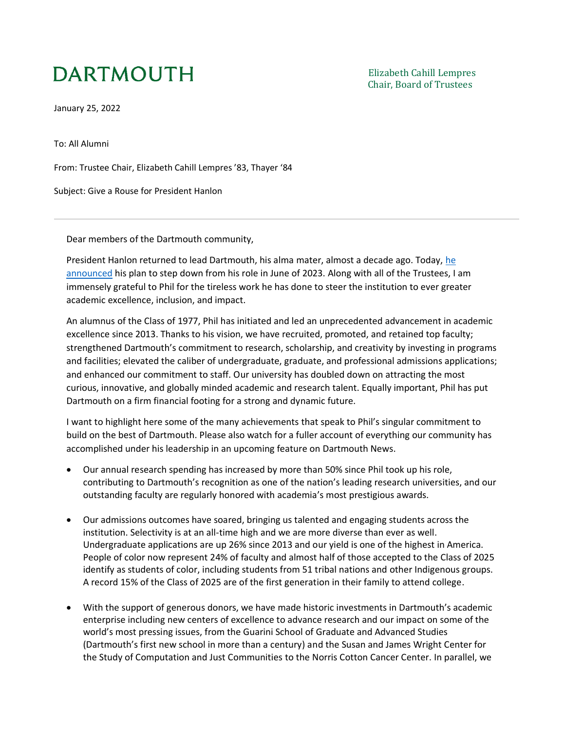# DARTMOUTH

Elizabeth Cahill Lempres
Chair, Board of Trustees

January 25, 2022

To: All Alumni

From: Trustee Chair, Elizabeth Cahill Lempres '83, Thayer '84

Subject: Give a Rouse for President Hanlon

---

Dear members of the Dartmouth community,

President Hanlon returned to lead Dartmouth, his alma mater, almost a decade ago. Today, [he announced] his plan to step down from his role in June of 2023. Along with all of the Trustees, I am immensely grateful to Phil for the tireless work he has done to steer the institution to ever greater academic excellence, inclusion, and impact.

An alumnus of the Class of 1977, Phil has initiated and led an unprecedented advancement in academic excellence since 2013. Thanks to his vision, we have recruited, promoted, and retained top faculty; strengthened Dartmouth's commitment to research, scholarship, and creativity by investing in programs and facilities; elevated the caliber of undergraduate, graduate, and professional admissions applications; and enhanced our commitment to staff. Our university has doubled down on attracting the most curious, innovative, and globally minded academic and research talent. Equally important, Phil has put Dartmouth on a firm financial footing for a strong and dynamic future.

I want to highlight here some of the many achievements that speak to Phil's singular commitment to build on the best of Dartmouth. Please also watch for a fuller account of everything our community has accomplished under his leadership in an upcoming feature on Dartmouth News.

- Our annual research spending has increased by more than 50% since Phil took up his role, contributing to Dartmouth's recognition as one of the nation's leading research universities, and our outstanding faculty are regularly honored with academia's most prestigious awards.

- Our admissions outcomes have soared, bringing us talented and engaging students across the institution. Selectivity is at an all-time high and we are more diverse than ever as well. Undergraduate applications are up 26% since 2013 and our yield is one of the highest in America. People of color now represent 24% of faculty and almost half of those accepted to the Class of 2025 identify as students of color, including students from 51 tribal nations and other Indigenous groups. A record 15% of the Class of 2025 are of the first generation in their family to attend college.

- With the support of generous donors, we have made historic investments in Dartmouth's academic enterprise including new centers of excellence to advance research and our impact on some of the world's most pressing issues, from the Guarini School of Graduate and Advanced Studies (Dartmouth's first new school in more than a century) and the Susan and James Wright Center for the Study of Computation and Just Communities to the Norris Cotton Cancer Center. In parallel, we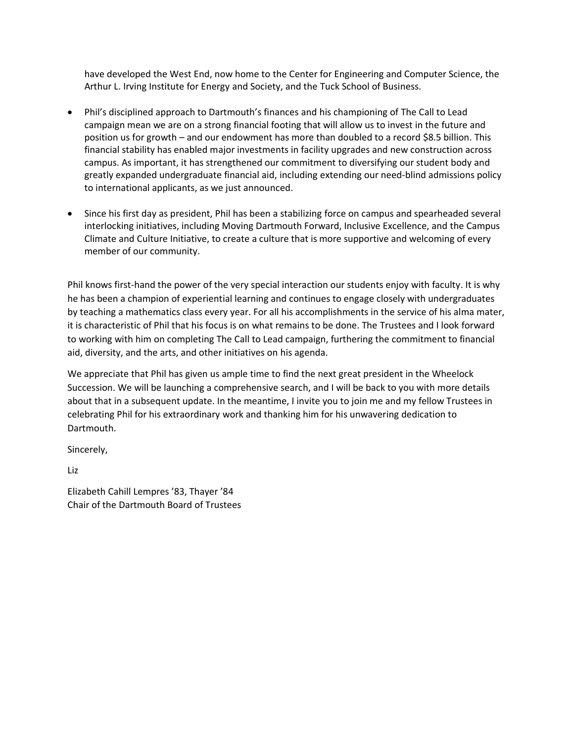have developed the West End, now home to the Center for Engineering and Computer Science, the Arthur L. Irving Institute for Energy and Society, and the Tuck School of Business.

- Phil's disciplined approach to Dartmouth's finances and his championing of The Call to Lead campaign mean we are on a strong financial footing that will allow us to invest in the future and position us for growth – and our endowment has more than doubled to a record $8.5 billion. This financial stability has enabled major investments in facility upgrades and new construction across campus. As important, it has strengthened our commitment to diversifying our student body and greatly expanded undergraduate financial aid, including extending our need-blind admissions policy to international applicants, as we just announced.

- Since his first day as president, Phil has been a stabilizing force on campus and spearheaded several interlocking initiatives, including Moving Dartmouth Forward, Inclusive Excellence, and the Campus Climate and Culture Initiative, to create a culture that is more supportive and welcoming of every member of our community.

Phil knows first-hand the power of the very special interaction our students enjoy with faculty. It is why he has been a champion of experiential learning and continues to engage closely with undergraduates by teaching a mathematics class every year. For all his accomplishments in the service of his alma mater, it is characteristic of Phil that his focus is on what remains to be done. The Trustees and I look forward to working with him on completing The Call to Lead campaign, furthering the commitment to financial aid, diversity, and the arts, and other initiatives on his agenda.

We appreciate that Phil has given us ample time to find the next great president in the Wheelock Succession. We will be launching a comprehensive search, and I will be back to you with more details about that in a subsequent update. In the meantime, I invite you to join me and my fellow Trustees in celebrating Phil for his extraordinary work and thanking him for his unwavering dedication to Dartmouth.

Sincerely,

Liz

Elizabeth Cahill Lempres '83, Thayer '84
Chair of the Dartmouth Board of Trustees